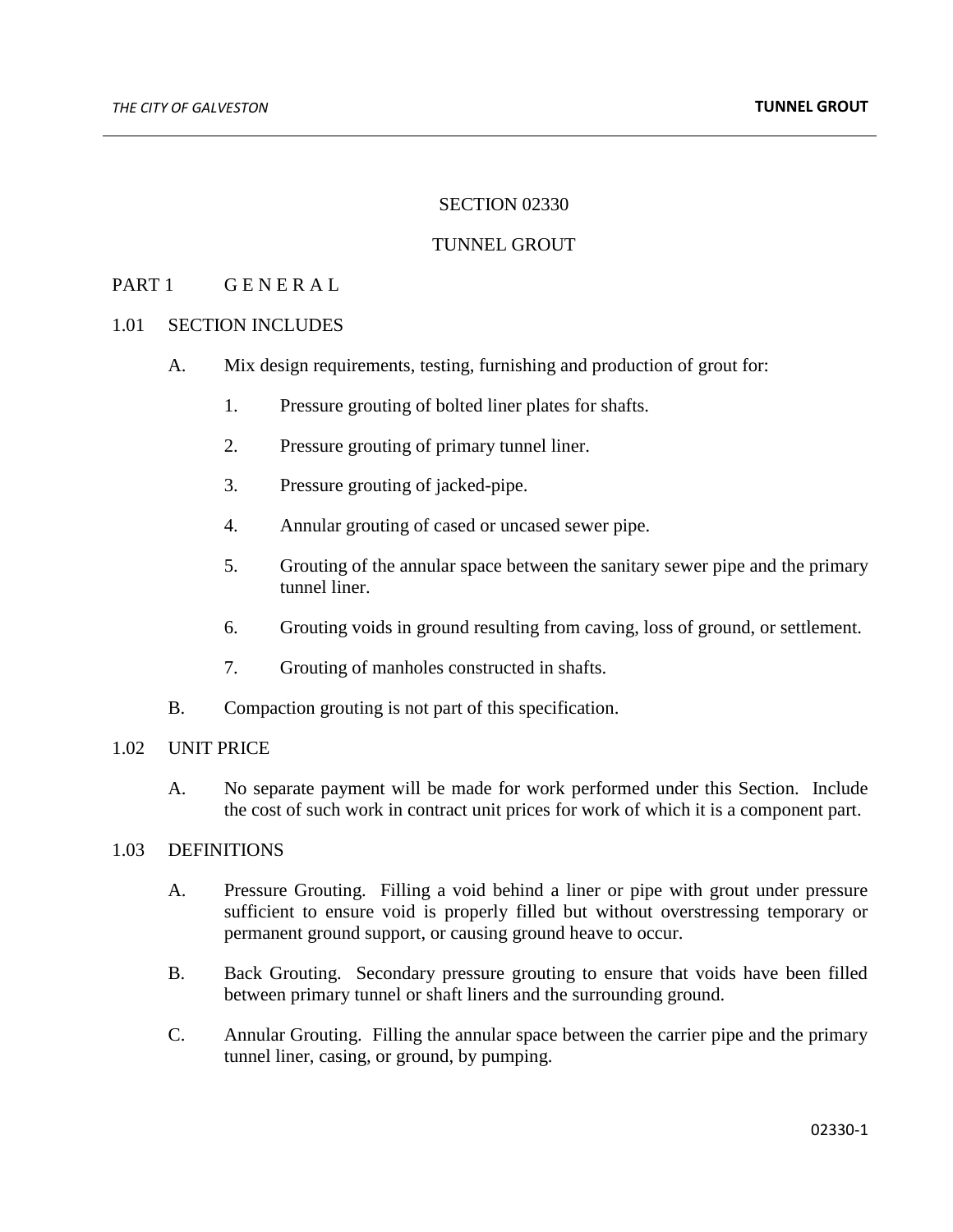# SECTION 02330

# TUNNEL GROUT

## PART 1 G E N E R A L

### 1.01 SECTION INCLUDES

A. Mix design requirements, testing, furnishing and production of grout for:

1. Pressure grouting of bolted liner plates for shafts.

2. Pressure grouting of primary tunnel liner.

3. Pressure grouting of jacked-pipe.

4. Annular grouting of cased or uncased sewer pipe.

5. Grouting of the annular space between the sanitary sewer pipe and the primary tunnel liner.

6. Grouting voids in ground resulting from caving, loss of ground, or settlement.

7. Grouting of manholes constructed in shafts.

B. Compaction grouting is not part of this specification.

### 1.02 UNIT PRICE

A. No separate payment will be made for work performed under this Section. Include the cost of such work in contract unit prices for work of which it is a component part.

### 1.03 DEFINITIONS

A. Pressure Grouting. Filling a void behind a liner or pipe with grout under pressure sufficient to ensure void is properly filled but without overstressing temporary or permanent ground support, or causing ground heave to occur.

B. Back Grouting. Secondary pressure grouting to ensure that voids have been filled between primary tunnel or shaft liners and the surrounding ground.

C. Annular Grouting. Filling the annular space between the carrier pipe and the primary tunnel liner, casing, or ground, by pumping.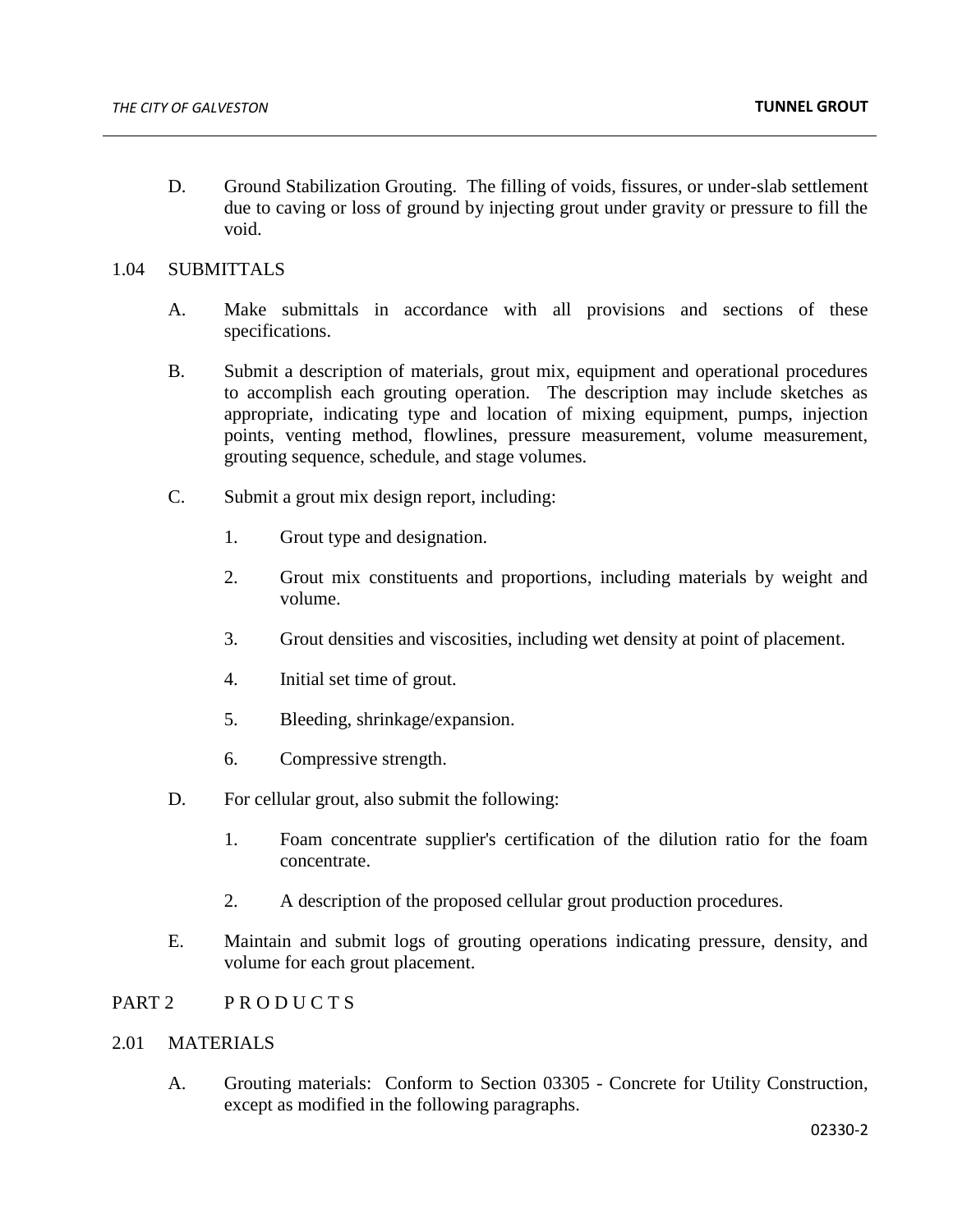D. Ground Stabilization Grouting. The filling of voids, fissures, or under-slab settlement due to caving or loss of ground by injecting grout under gravity or pressure to fill the void.

## 1.04 SUBMITTALS

A. Make submittals in accordance with all provisions and sections of these specifications.

B. Submit a description of materials, grout mix, equipment and operational procedures to accomplish each grouting operation. The description may include sketches as appropriate, indicating type and location of mixing equipment, pumps, injection points, venting method, flowlines, pressure measurement, volume measurement, grouting sequence, schedule, and stage volumes.

C. Submit a grout mix design report, including:

1. Grout type and designation.
2. Grout mix constituents and proportions, including materials by weight and volume.
3. Grout densities and viscosities, including wet density at point of placement.
4. Initial set time of grout.
5. Bleeding, shrinkage/expansion.
6. Compressive strength.

D. For cellular grout, also submit the following:

1. Foam concentrate supplier's certification of the dilution ratio for the foam concentrate.
2. A description of the proposed cellular grout production procedures.

E. Maintain and submit logs of grouting operations indicating pressure, density, and volume for each grout placement.

# PART 2 P R O D U C T S

## 2.01 MATERIALS

A. Grouting materials: Conform to Section 03305 - Concrete for Utility Construction, except as modified in the following paragraphs.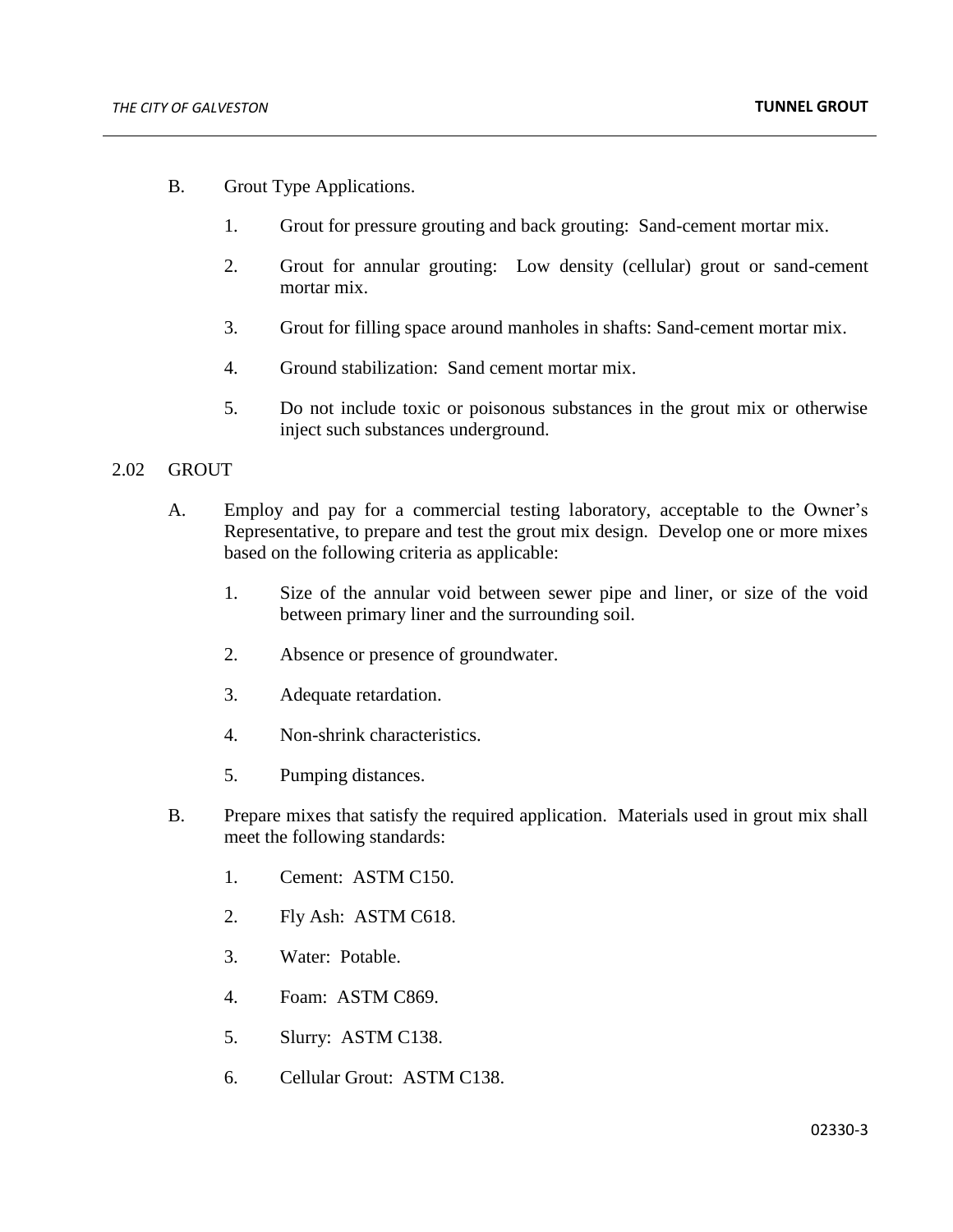B. Grout Type Applications.

1. Grout for pressure grouting and back grouting: Sand-cement mortar mix.

2. Grout for annular grouting: Low density (cellular) grout or sand-cement mortar mix.

3. Grout for filling space around manholes in shafts: Sand-cement mortar mix.

4. Ground stabilization: Sand cement mortar mix.

5. Do not include toxic or poisonous substances in the grout mix or otherwise inject such substances underground.

## 2.02 GROUT

A. Employ and pay for a commercial testing laboratory, acceptable to the Owner's Representative, to prepare and test the grout mix design. Develop one or more mixes based on the following criteria as applicable:

1. Size of the annular void between sewer pipe and liner, or size of the void between primary liner and the surrounding soil.

2. Absence or presence of groundwater.

3. Adequate retardation.

4. Non-shrink characteristics.

5. Pumping distances.

B. Prepare mixes that satisfy the required application. Materials used in grout mix shall meet the following standards:

1. Cement: ASTM C150.

2. Fly Ash: ASTM C618.

3. Water: Potable.

4. Foam: ASTM C869.

5. Slurry: ASTM C138.

6. Cellular Grout: ASTM C138.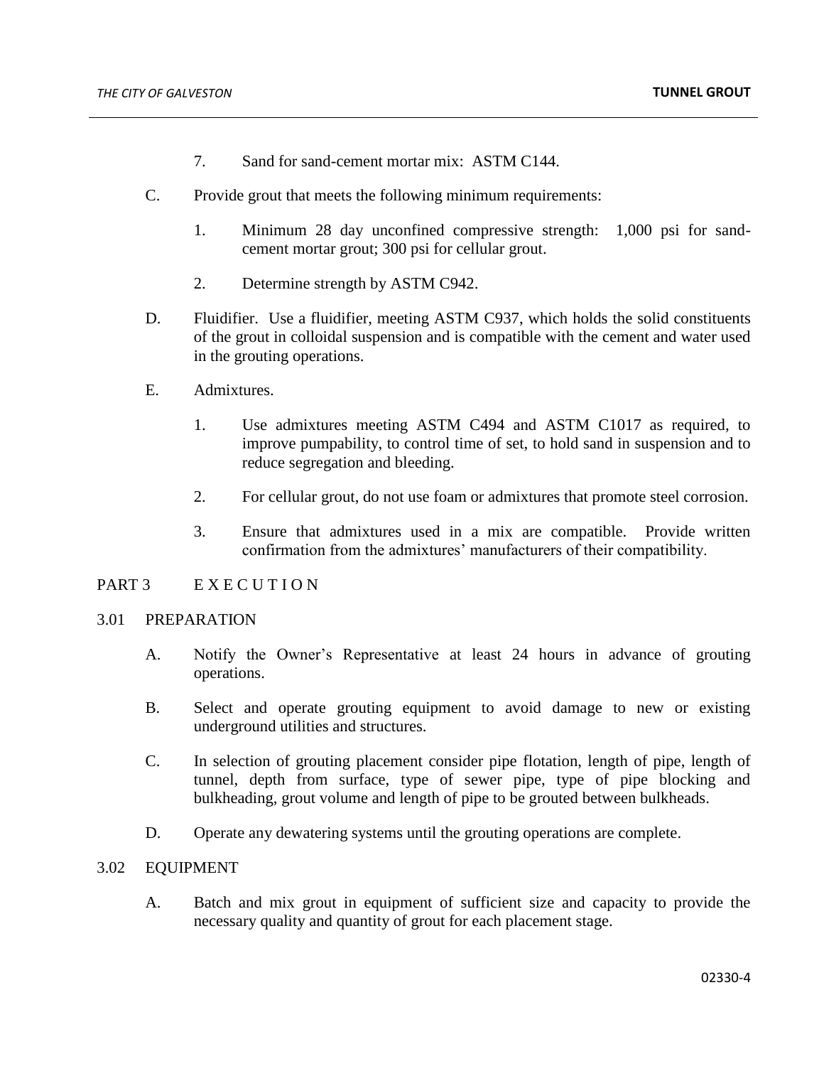7. Sand for sand-cement mortar mix: ASTM C144.

C. Provide grout that meets the following minimum requirements:

   1. Minimum 28 day unconfined compressive strength: 1,000 psi for sand-cement mortar grout; 300 psi for cellular grout.

   2. Determine strength by ASTM C942.

D. Fluidifier. Use a fluidifier, meeting ASTM C937, which holds the solid constituents of the grout in colloidal suspension and is compatible with the cement and water used in the grouting operations.

E. Admixtures.

   1. Use admixtures meeting ASTM C494 and ASTM C1017 as required, to improve pumpability, to control time of set, to hold sand in suspension and to reduce segregation and bleeding.

   2. For cellular grout, do not use foam or admixtures that promote steel corrosion.

   3. Ensure that admixtures used in a mix are compatible. Provide written confirmation from the admixtures' manufacturers of their compatibility.

## PART 3 E X E C U T I O N

### 3.01 PREPARATION

A. Notify the Owner's Representative at least 24 hours in advance of grouting operations.

B. Select and operate grouting equipment to avoid damage to new or existing underground utilities and structures.

C. In selection of grouting placement consider pipe flotation, length of pipe, length of tunnel, depth from surface, type of sewer pipe, type of pipe blocking and bulkheading, grout volume and length of pipe to be grouted between bulkheads.

D. Operate any dewatering systems until the grouting operations are complete.

### 3.02 EQUIPMENT

A. Batch and mix grout in equipment of sufficient size and capacity to provide the necessary quality and quantity of grout for each placement stage.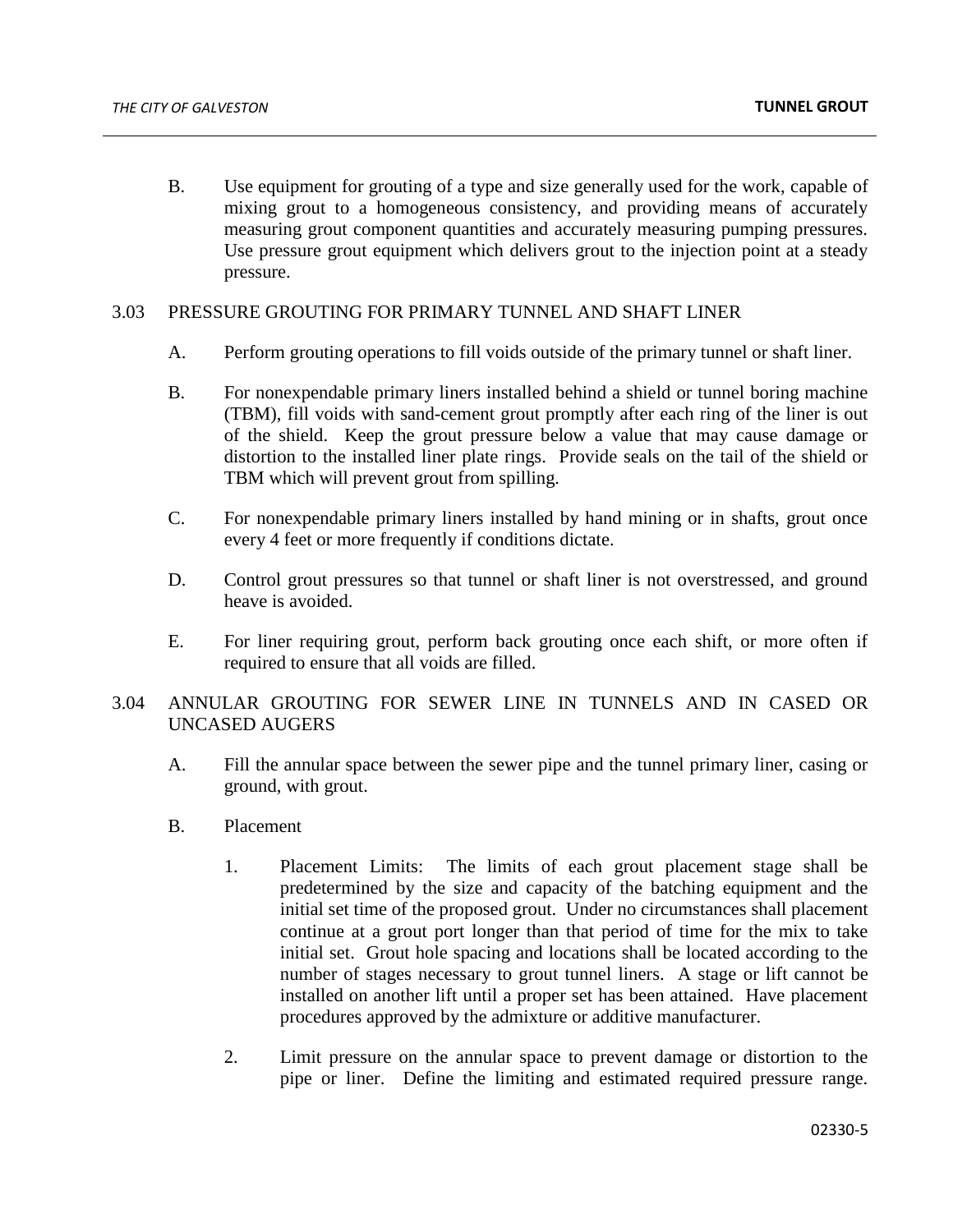B. Use equipment for grouting of a type and size generally used for the work, capable of mixing grout to a homogeneous consistency, and providing means of accurately measuring grout component quantities and accurately measuring pumping pressures. Use pressure grout equipment which delivers grout to the injection point at a steady pressure.

## 3.03 PRESSURE GROUTING FOR PRIMARY TUNNEL AND SHAFT LINER

A. Perform grouting operations to fill voids outside of the primary tunnel or shaft liner.

B. For nonexpendable primary liners installed behind a shield or tunnel boring machine (TBM), fill voids with sand-cement grout promptly after each ring of the liner is out of the shield. Keep the grout pressure below a value that may cause damage or distortion to the installed liner plate rings. Provide seals on the tail of the shield or TBM which will prevent grout from spilling.

C. For nonexpendable primary liners installed by hand mining or in shafts, grout once every 4 feet or more frequently if conditions dictate.

D. Control grout pressures so that tunnel or shaft liner is not overstressed, and ground heave is avoided.

E. For liner requiring grout, perform back grouting once each shift, or more often if required to ensure that all voids are filled.

## 3.04 ANNULAR GROUTING FOR SEWER LINE IN TUNNELS AND IN CASED OR UNCASED AUGERS

A. Fill the annular space between the sewer pipe and the tunnel primary liner, casing or ground, with grout.

B. Placement

1. Placement Limits: The limits of each grout placement stage shall be predetermined by the size and capacity of the batching equipment and the initial set time of the proposed grout. Under no circumstances shall placement continue at a grout port longer than that period of time for the mix to take initial set. Grout hole spacing and locations shall be located according to the number of stages necessary to grout tunnel liners. A stage or lift cannot be installed on another lift until a proper set has been attained. Have placement procedures approved by the admixture or additive manufacturer.

2. Limit pressure on the annular space to prevent damage or distortion to the pipe or liner. Define the limiting and estimated required pressure range.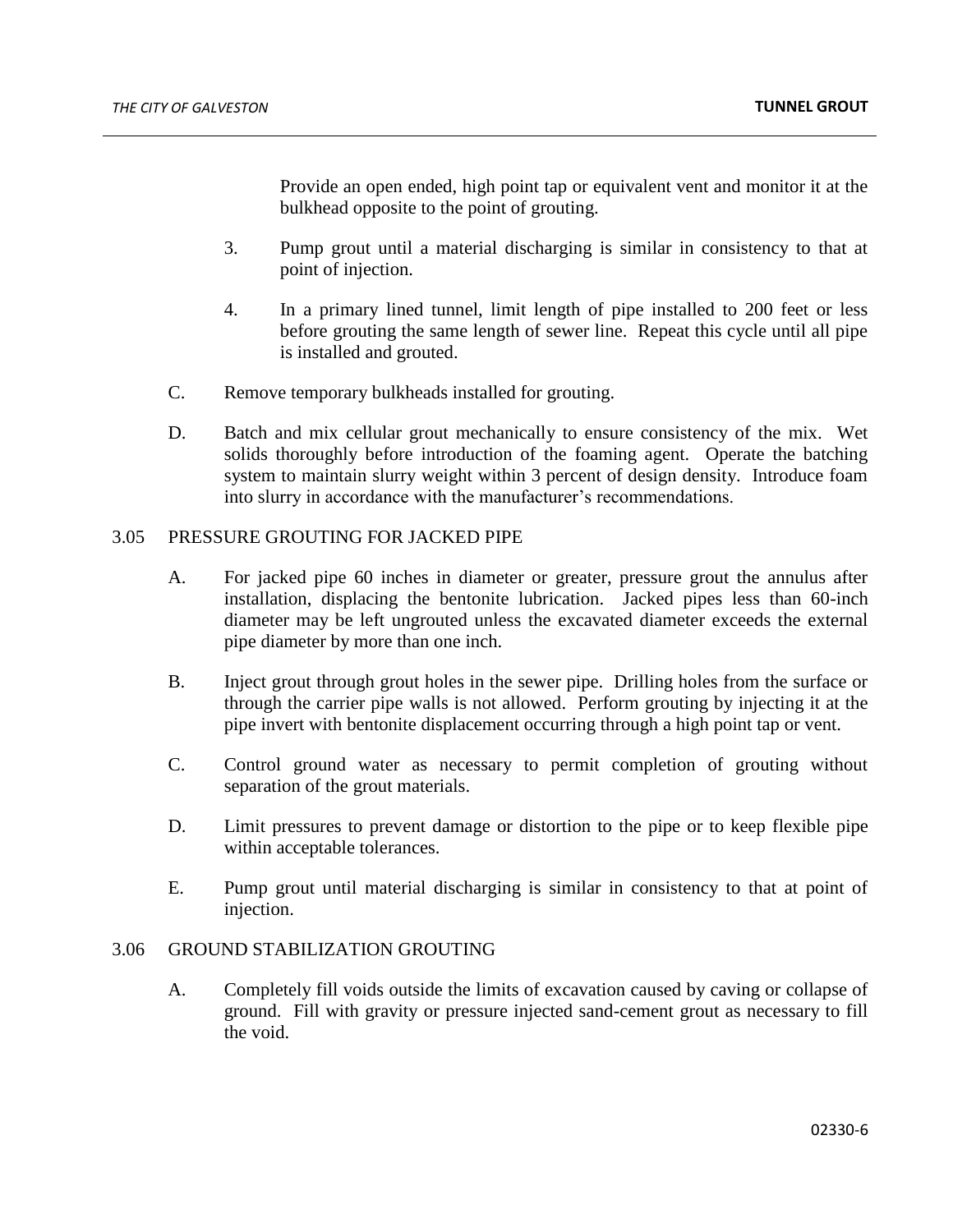Provide an open ended, high point tap or equivalent vent and monitor it at the bulkhead opposite to the point of grouting.

3. Pump grout until a material discharging is similar in consistency to that at point of injection.

4. In a primary lined tunnel, limit length of pipe installed to 200 feet or less before grouting the same length of sewer line. Repeat this cycle until all pipe is installed and grouted.

C. Remove temporary bulkheads installed for grouting.

D. Batch and mix cellular grout mechanically to ensure consistency of the mix. Wet solids thoroughly before introduction of the foaming agent. Operate the batching system to maintain slurry weight within 3 percent of design density. Introduce foam into slurry in accordance with the manufacturer's recommendations.

## 3.05 PRESSURE GROUTING FOR JACKED PIPE

A. For jacked pipe 60 inches in diameter or greater, pressure grout the annulus after installation, displacing the bentonite lubrication. Jacked pipes less than 60-inch diameter may be left ungrouted unless the excavated diameter exceeds the external pipe diameter by more than one inch.

B. Inject grout through grout holes in the sewer pipe. Drilling holes from the surface or through the carrier pipe walls is not allowed. Perform grouting by injecting it at the pipe invert with bentonite displacement occurring through a high point tap or vent.

C. Control ground water as necessary to permit completion of grouting without separation of the grout materials.

D. Limit pressures to prevent damage or distortion to the pipe or to keep flexible pipe within acceptable tolerances.

E. Pump grout until material discharging is similar in consistency to that at point of injection.

## 3.06 GROUND STABILIZATION GROUTING

A. Completely fill voids outside the limits of excavation caused by caving or collapse of ground. Fill with gravity or pressure injected sand-cement grout as necessary to fill the void.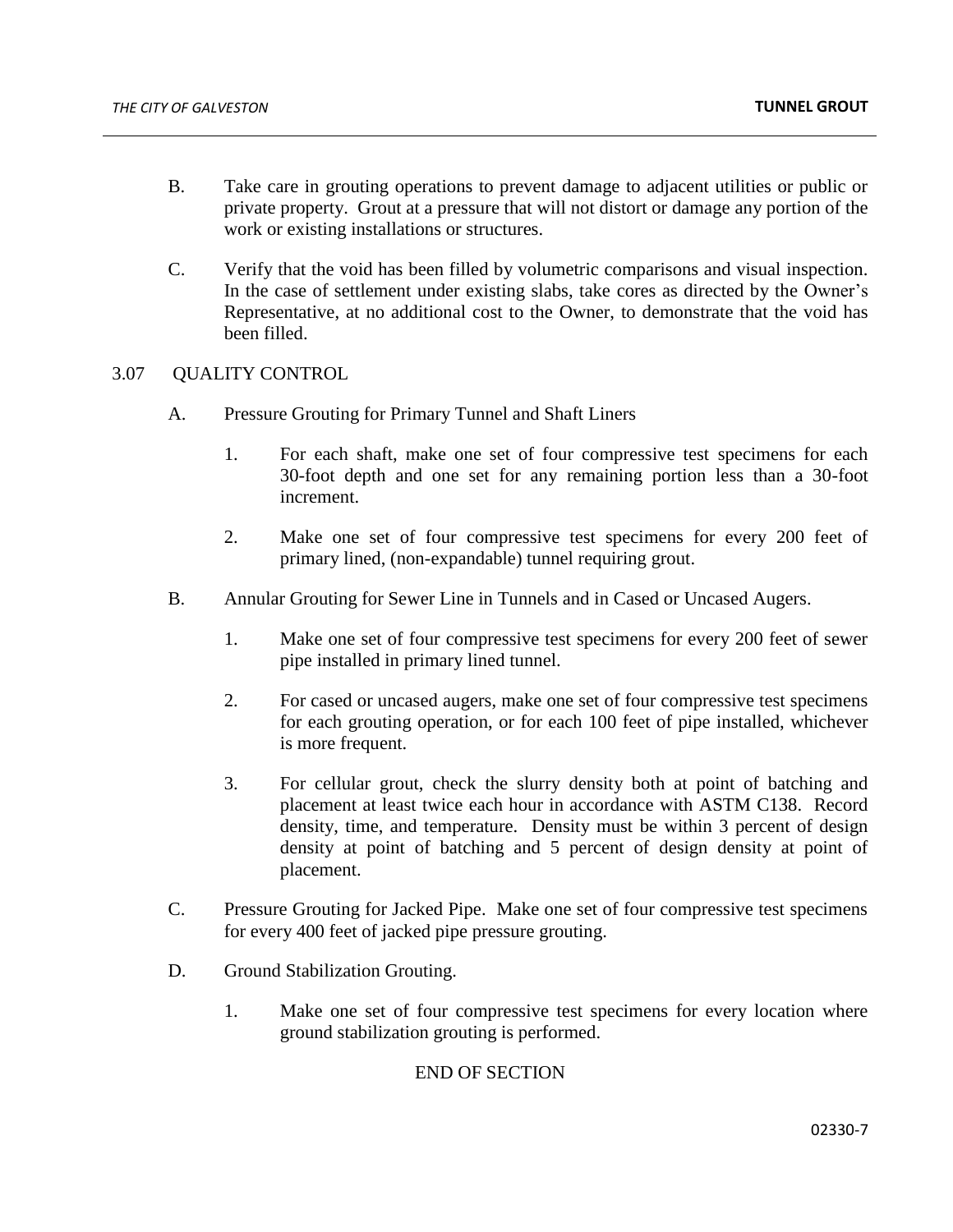B. Take care in grouting operations to prevent damage to adjacent utilities or public or private property. Grout at a pressure that will not distort or damage any portion of the work or existing installations or structures.

C. Verify that the void has been filled by volumetric comparisons and visual inspection. In the case of settlement under existing slabs, take cores as directed by the Owner's Representative, at no additional cost to the Owner, to demonstrate that the void has been filled.

## 3.07 QUALITY CONTROL

A. Pressure Grouting for Primary Tunnel and Shaft Liners

1. For each shaft, make one set of four compressive test specimens for each 30-foot depth and one set for any remaining portion less than a 30-foot increment.

2. Make one set of four compressive test specimens for every 200 feet of primary lined, (non-expandable) tunnel requiring grout.

B. Annular Grouting for Sewer Line in Tunnels and in Cased or Uncased Augers.

1. Make one set of four compressive test specimens for every 200 feet of sewer pipe installed in primary lined tunnel.

2. For cased or uncased augers, make one set of four compressive test specimens for each grouting operation, or for each 100 feet of pipe installed, whichever is more frequent.

3. For cellular grout, check the slurry density both at point of batching and placement at least twice each hour in accordance with ASTM C138. Record density, time, and temperature. Density must be within 3 percent of design density at point of batching and 5 percent of design density at point of placement.

C. Pressure Grouting for Jacked Pipe. Make one set of four compressive test specimens for every 400 feet of jacked pipe pressure grouting.

D. Ground Stabilization Grouting.

1. Make one set of four compressive test specimens for every location where ground stabilization grouting is performed.

END OF SECTION